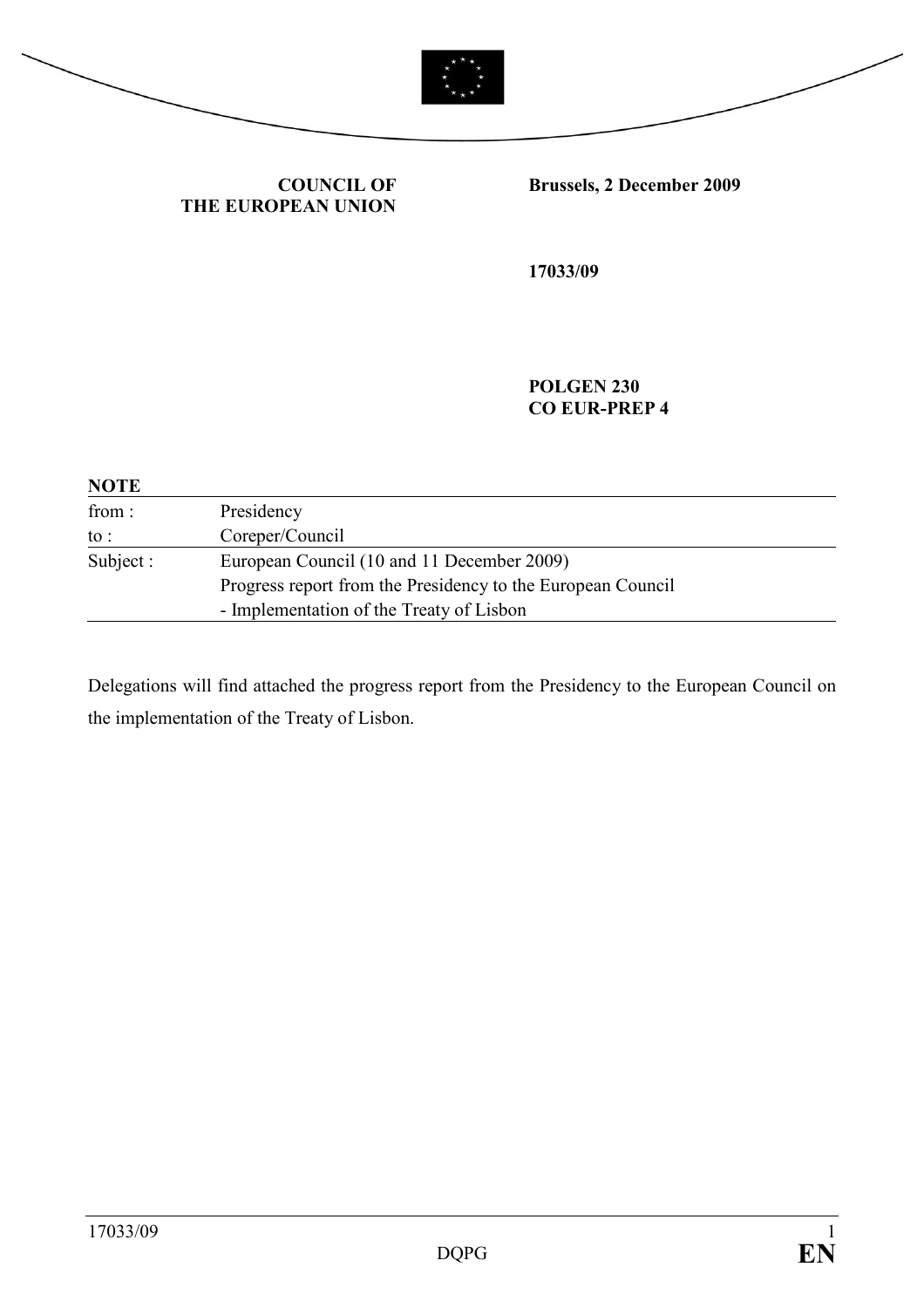**COUNCIL OF THE EUROPEAN UNION**

**Brussels, 2 December 2009**

**17033/09**

**POLGEN 230**
**CO EUR-PREP 4**

**NOTE**

| | |
|---|---|
| from : | Presidency |
| to : | Coreper/Council |
| Subject : | European Council (10 and 11 December 2009)<br>Progress report from the Presidency to the European Council<br>- Implementation of the Treaty of Lisbon |

Delegations will find attached the progress report from the Presidency to the European Council on the implementation of the Treaty of Lisbon.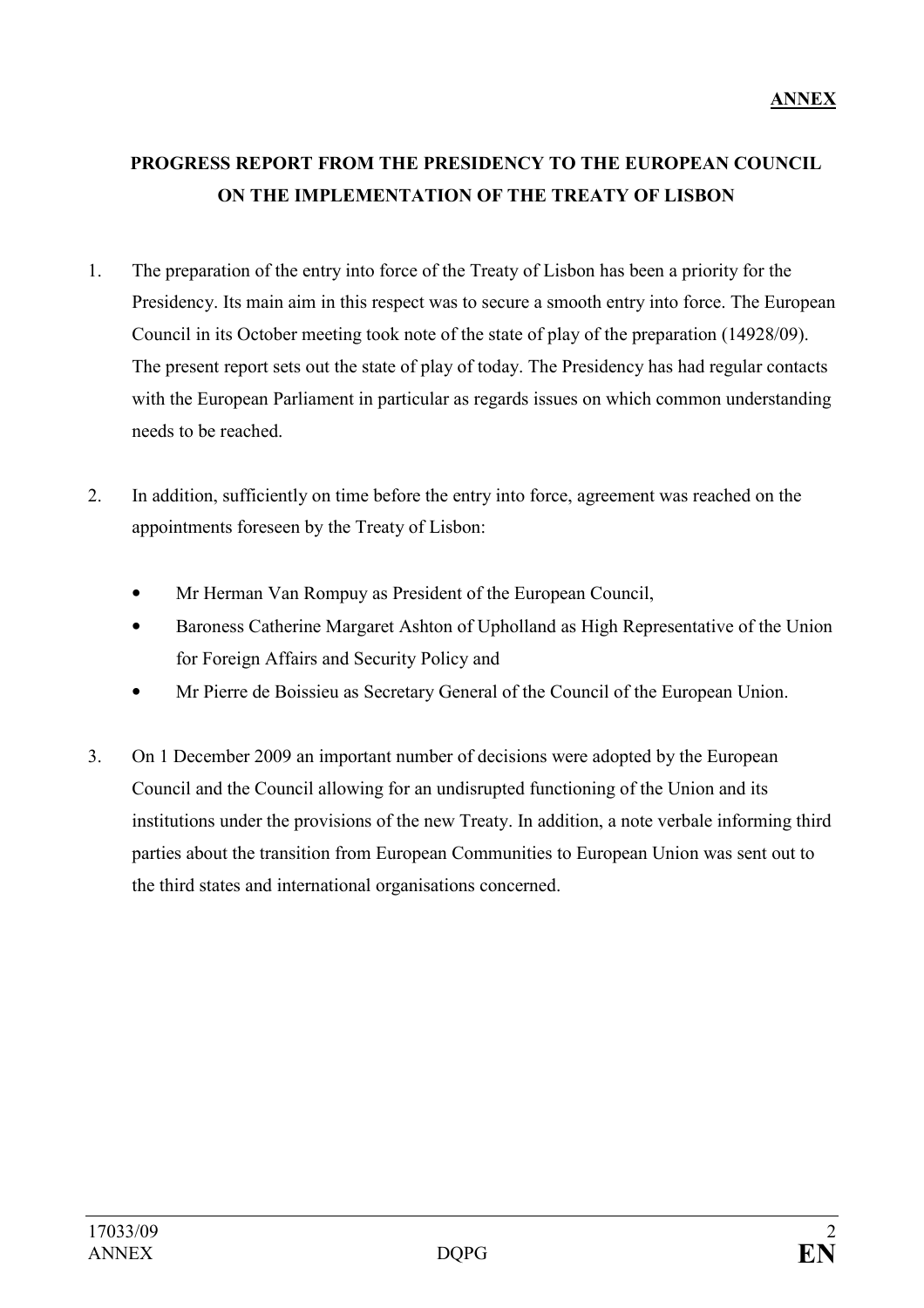**ANNEX**

# PROGRESS REPORT FROM THE PRESIDENCY TO THE EUROPEAN COUNCIL ON THE IMPLEMENTATION OF THE TREATY OF LISBON

1. The preparation of the entry into force of the Treaty of Lisbon has been a priority for the Presidency. Its main aim in this respect was to secure a smooth entry into force. The European Council in its October meeting took note of the state of play of the preparation (14928/09). The present report sets out the state of play of today. The Presidency has had regular contacts with the European Parliament in particular as regards issues on which common understanding needs to be reached.

2. In addition, sufficiently on time before the entry into force, agreement was reached on the appointments foreseen by the Treaty of Lisbon:

   - Mr Herman Van Rompuy as President of the European Council,
   - Baroness Catherine Margaret Ashton of Upholland as High Representative of the Union for Foreign Affairs and Security Policy and
   - Mr Pierre de Boissieu as Secretary General of the Council of the European Union.

3. On 1 December 2009 an important number of decisions were adopted by the European Council and the Council allowing for an undisrupted functioning of the Union and its institutions under the provisions of the new Treaty. In addition, a note verbale informing third parties about the transition from European Communities to European Union was sent out to the third states and international organisations concerned.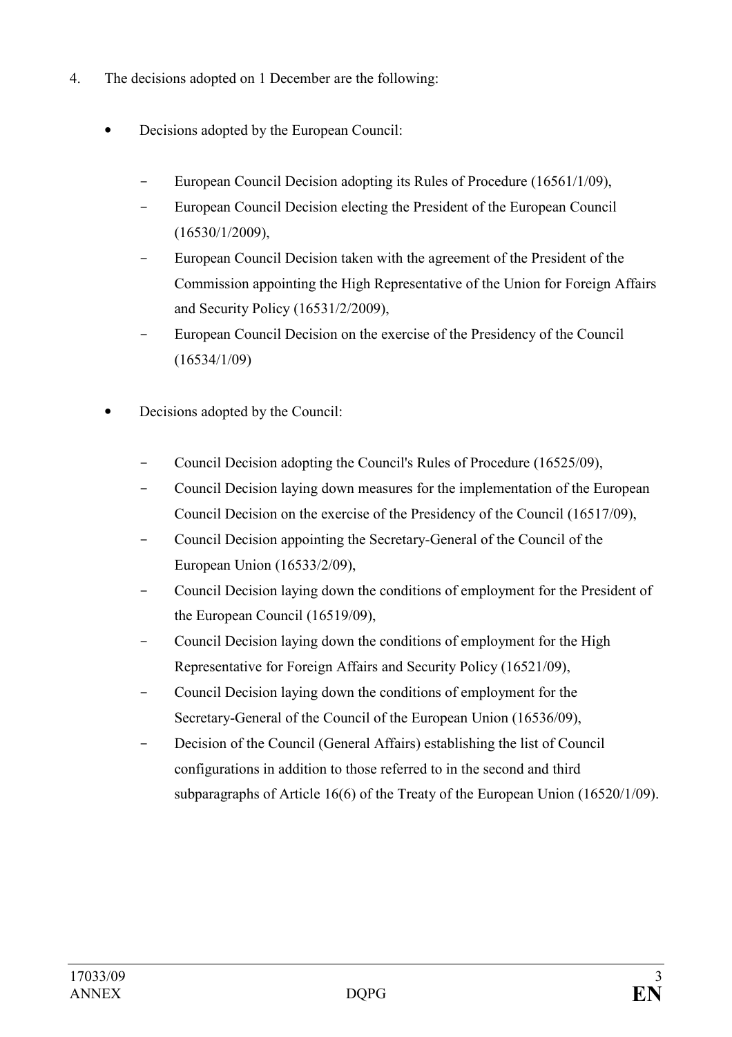4. The decisions adopted on 1 December are the following:

- Decisions adopted by the European Council:

  - European Council Decision adopting its Rules of Procedure (16561/1/09),
  - European Council Decision electing the President of the European Council (16530/1/2009),
  - European Council Decision taken with the agreement of the President of the Commission appointing the High Representative of the Union for Foreign Affairs and Security Policy (16531/2/2009),
  - European Council Decision on the exercise of the Presidency of the Council (16534/1/09)

- Decisions adopted by the Council:

  - Council Decision adopting the Council's Rules of Procedure (16525/09),
  - Council Decision laying down measures for the implementation of the European Council Decision on the exercise of the Presidency of the Council (16517/09),
  - Council Decision appointing the Secretary-General of the Council of the European Union (16533/2/09),
  - Council Decision laying down the conditions of employment for the President of the European Council (16519/09),
  - Council Decision laying down the conditions of employment for the High Representative for Foreign Affairs and Security Policy (16521/09),
  - Council Decision laying down the conditions of employment for the Secretary-General of the Council of the European Union (16536/09),
  - Decision of the Council (General Affairs) establishing the list of Council configurations in addition to those referred to in the second and third subparagraphs of Article 16(6) of the Treaty of the European Union (16520/1/09).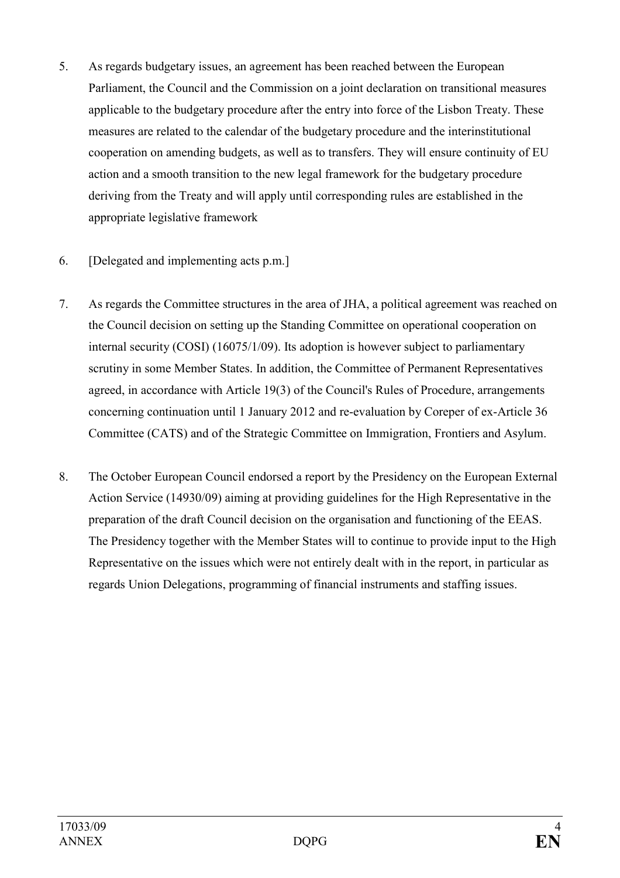5. As regards budgetary issues, an agreement has been reached between the European Parliament, the Council and the Commission on a joint declaration on transitional measures applicable to the budgetary procedure after the entry into force of the Lisbon Treaty. These measures are related to the calendar of the budgetary procedure and the interinstitutional cooperation on amending budgets, as well as to transfers. They will ensure continuity of EU action and a smooth transition to the new legal framework for the budgetary procedure deriving from the Treaty and will apply until corresponding rules are established in the appropriate legislative framework

6. [Delegated and implementing acts p.m.]

7. As regards the Committee structures in the area of JHA, a political agreement was reached on the Council decision on setting up the Standing Committee on operational cooperation on internal security (COSI) (16075/1/09). Its adoption is however subject to parliamentary scrutiny in some Member States. In addition, the Committee of Permanent Representatives agreed, in accordance with Article 19(3) of the Council's Rules of Procedure, arrangements concerning continuation until 1 January 2012 and re-evaluation by Coreper of ex-Article 36 Committee (CATS) and of the Strategic Committee on Immigration, Frontiers and Asylum.

8. The October European Council endorsed a report by the Presidency on the European External Action Service (14930/09) aiming at providing guidelines for the High Representative in the preparation of the draft Council decision on the organisation and functioning of the EEAS. The Presidency together with the Member States will to continue to provide input to the High Representative on the issues which were not entirely dealt with in the report, in particular as regards Union Delegations, programming of financial instruments and staffing issues.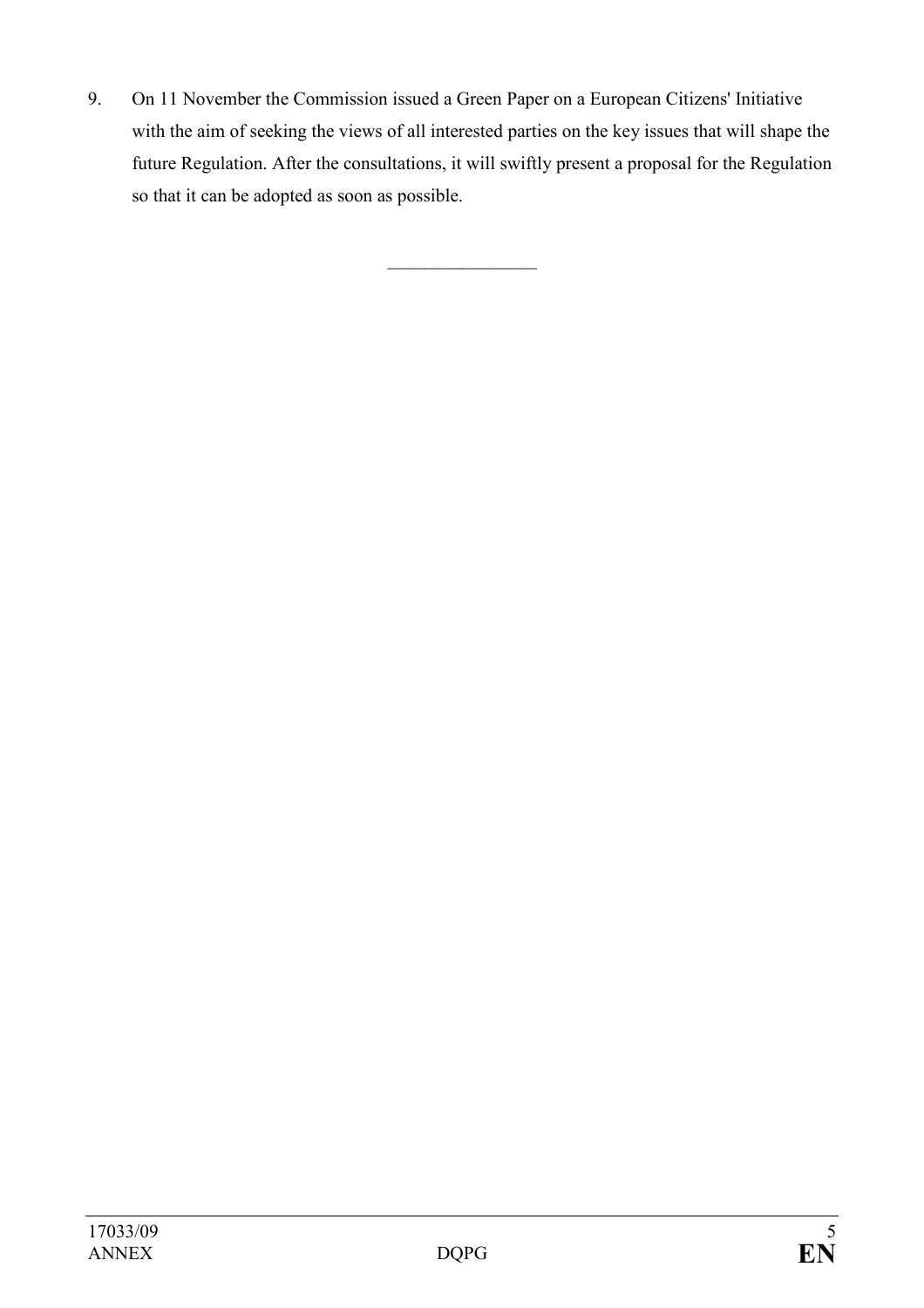9. On 11 November the Commission issued a Green Paper on a European Citizens' Initiative with the aim of seeking the views of all interested parties on the key issues that will shape the future Regulation. After the consultations, it will swiftly present a proposal for the Regulation so that it can be adopted as soon as possible.

________________